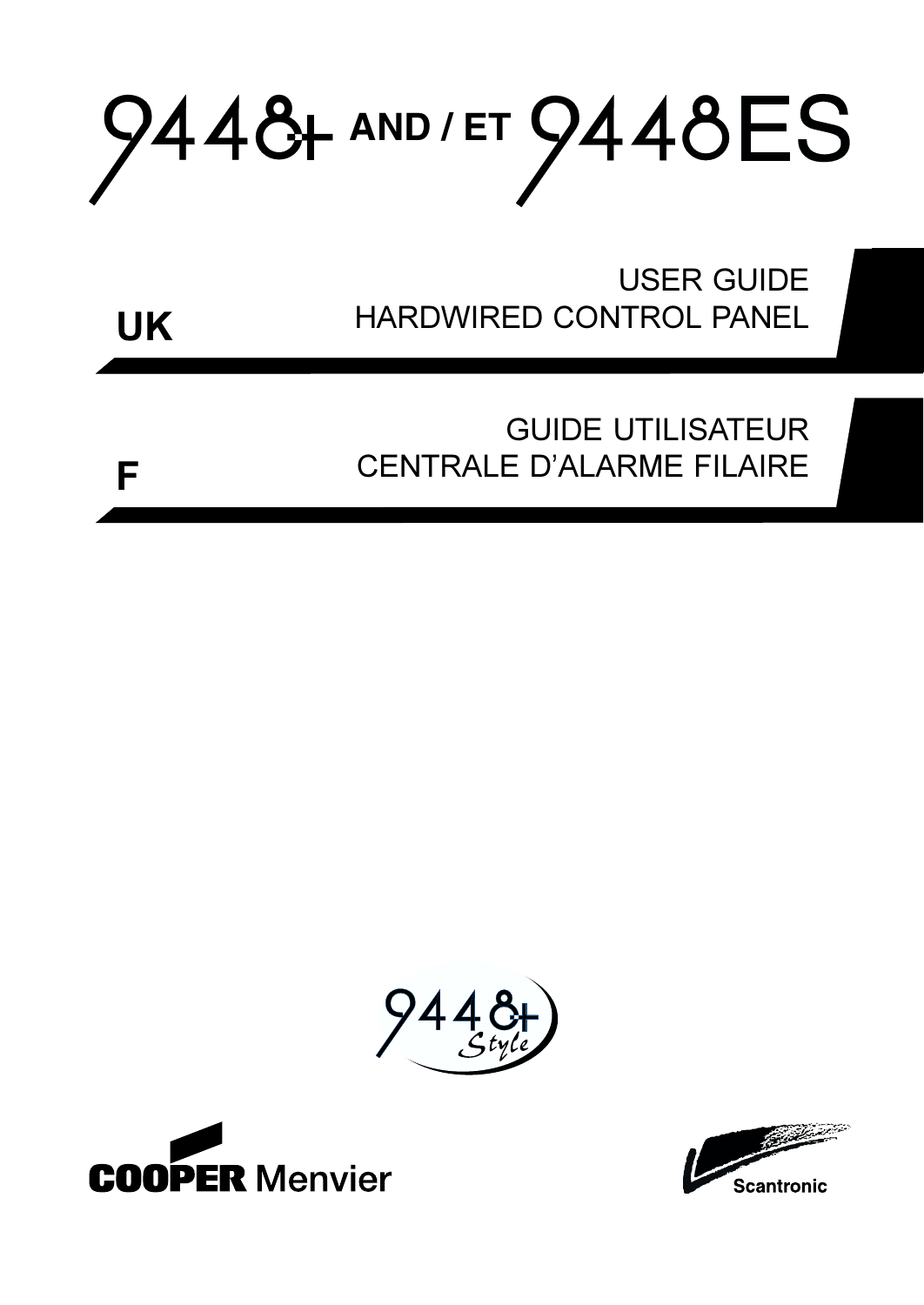# 9448+ AND / ET 9448ES

**UK**

USER GUIDE
HARDWIRED CONTROL PANEL

**F**

GUIDE UTILISATEUR
CENTRALE D'ALARME FILAIRE

9448+ Style

COOPER Menvier

Scantronic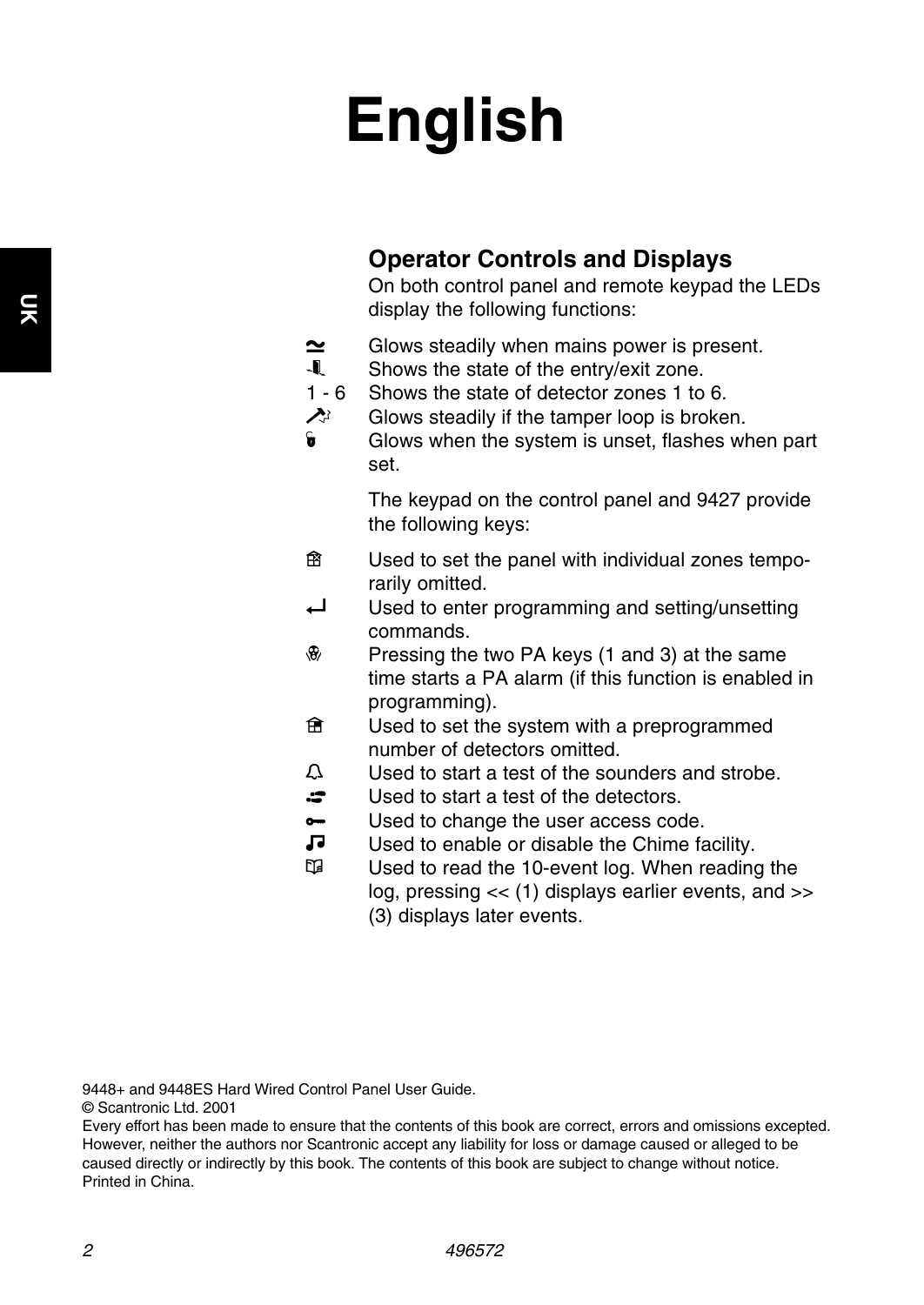# English

## Operator Controls and Displays

On both control panel and remote keypad the LEDs display the following functions:

| | |
|---|---|
| ≃ | Glows steadily when mains power is present. |
| (entry/exit icon) | Shows the state of the entry/exit zone. |
| 1 - 6 | Shows the state of detector zones 1 to 6. |
| (tamper icon) | Glows steadily if the tamper loop is broken. |
| (unset icon) | Glows when the system is unset, flashes when part set. |

The keypad on the control panel and 9427 provide the following keys:

| | |
|---|---|
| (omit icon) | Used to set the panel with individual zones temporarily omitted. |
| ↵ | Used to enter programming and setting/unsetting commands. |
| (PA icon) | Pressing the two PA keys (1 and 3) at the same time starts a PA alarm (if this function is enabled in programming). |
| (part set icon) | Used to set the system with a preprogrammed number of detectors omitted. |
| (bell icon) | Used to start a test of the sounders and strobe. |
| (walk test icon) | Used to start a test of the detectors. |
| (key icon) | Used to change the user access code. |
| ♫ | Used to enable or disable the Chime facility. |
| (log icon) | Used to read the 10-event log. When reading the log, pressing << (1) displays earlier events, and >> (3) displays later events. |

9448+ and 9448ES Hard Wired Control Panel User Guide.
© Scantronic Ltd. 2001
Every effort has been made to ensure that the contents of this book are correct, errors and omissions excepted. However, neither the authors nor Scantronic accept any liability for loss or damage caused or alleged to be caused directly or indirectly by this book. The contents of this book are subject to change without notice.
Printed in China.

496572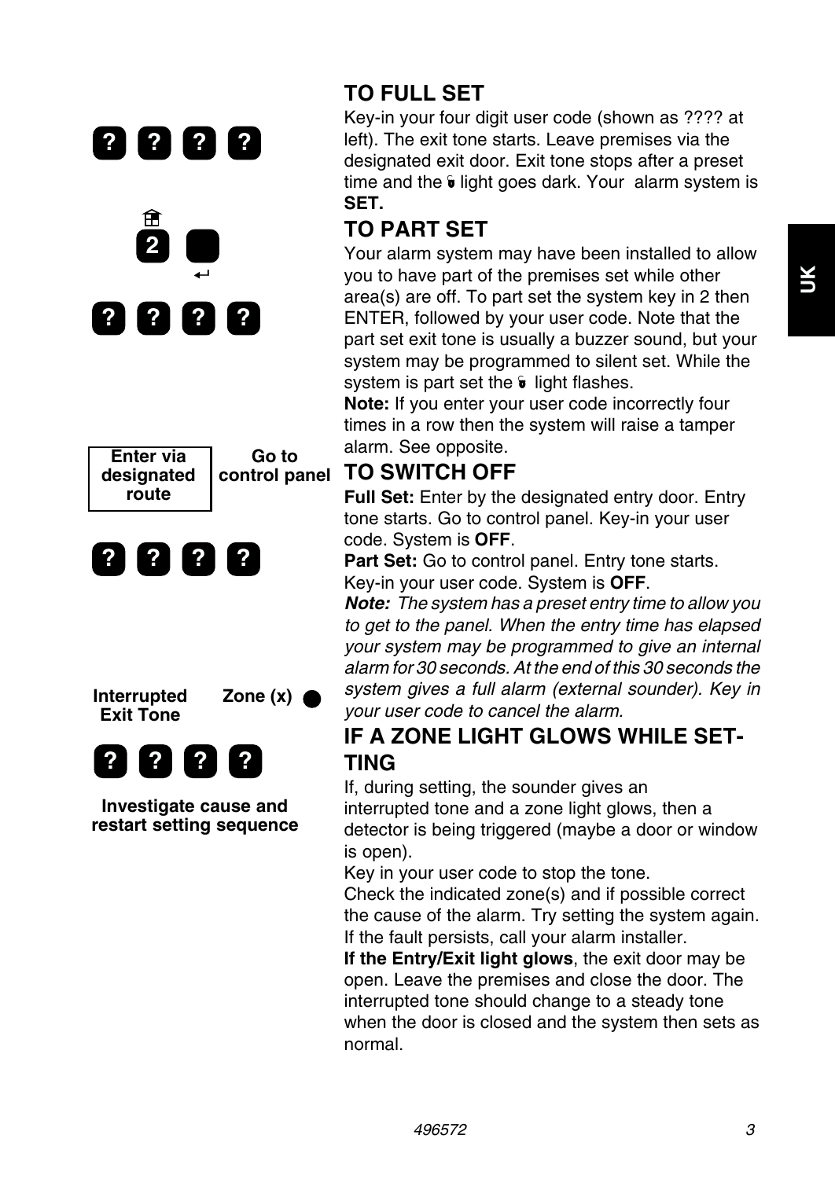? ? ? ?

2 ↵

? ? ? ?

Enter via designated route — Go to control panel

? ? ? ?

Interrupted Exit Tone — Zone (x) ●

? ? ? ?

**Investigate cause and restart setting sequence**

## TO FULL SET

Key-in your four digit user code (shown as ???? at left). The exit tone starts. Leave premises via the designated exit door. Exit tone stops after a preset time and the light goes dark. Your alarm system is **SET.**

## TO PART SET

Your alarm system may have been installed to allow you to have part of the premises set while other area(s) are off. To part set the system key in 2 then ENTER, followed by your user code. Note that the part set exit tone is usually a buzzer sound, but your system may be programmed to silent set. While the system is part set the light flashes.

**Note:** If you enter your user code incorrectly four times in a row then the system will raise a tamper alarm. See opposite.

## TO SWITCH OFF

**Full Set:** Enter by the designated entry door. Entry tone starts. Go to control panel. Key-in your user code. System is **OFF**.

**Part Set:** Go to control panel. Entry tone starts. Key-in your user code. System is **OFF**.

***Note:*** *The system has a preset entry time to allow you to get to the panel. When the entry time has elapsed your system may be programmed to give an internal alarm for 30 seconds. At the end of this 30 seconds the system gives a full alarm (external sounder). Key in your user code to cancel the alarm.*

## IF A ZONE LIGHT GLOWS WHILE SETTING

If, during setting, the sounder gives an interrupted tone and a zone light glows, then a detector is being triggered (maybe a door or window is open).

Key in your user code to stop the tone.

Check the indicated zone(s) and if possible correct the cause of the alarm. Try setting the system again. If the fault persists, call your alarm installer.

**If the Entry/Exit light glows**, the exit door may be open. Leave the premises and close the door. The interrupted tone should change to a steady tone when the door is closed and the system then sets as normal.

496572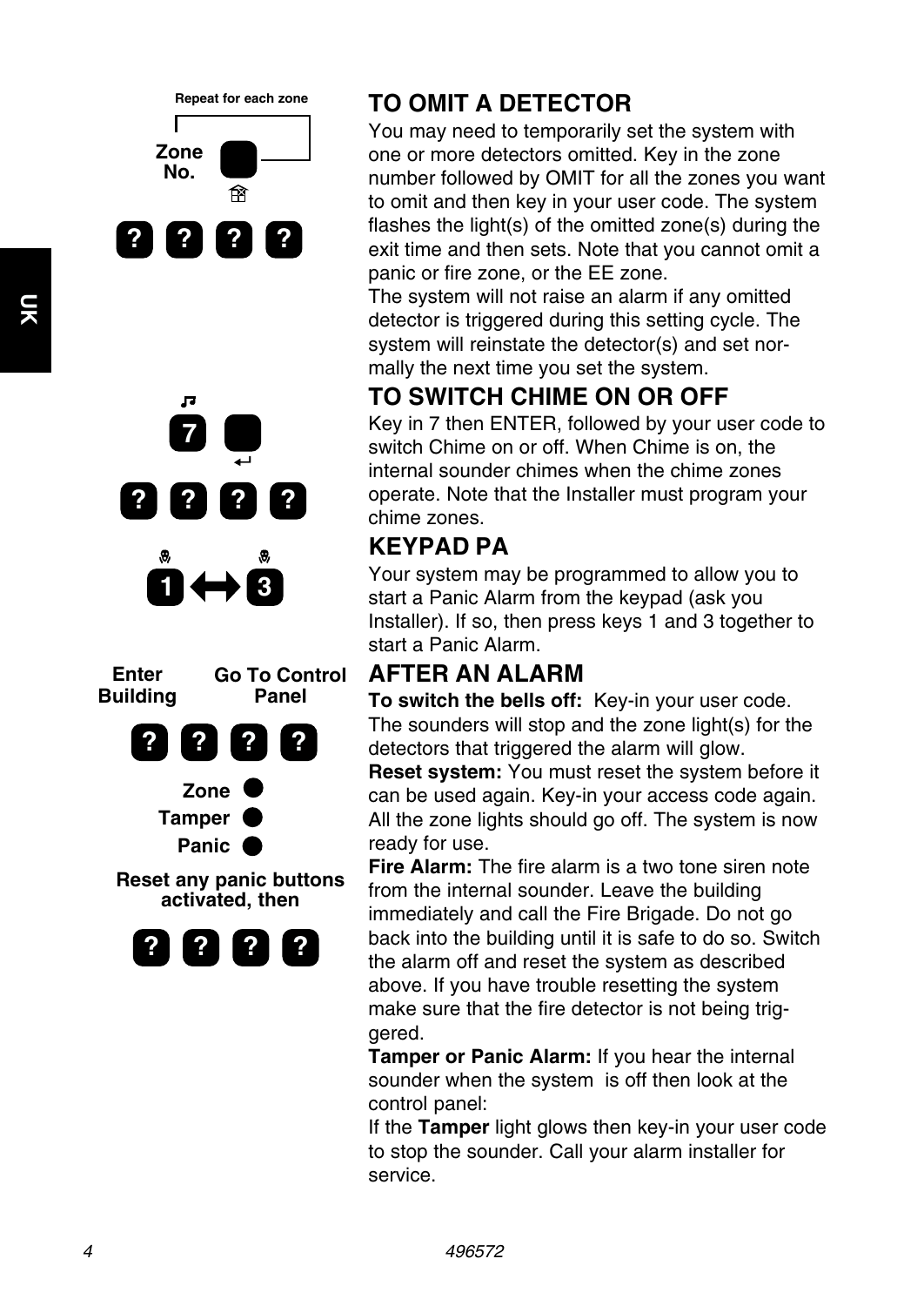## TO OMIT A DETECTOR

You may need to temporarily set the system with one or more detectors omitted. Key in the zone number followed by OMIT for all the zones you want to omit and then key in your user code. The system flashes the light(s) of the omitted zone(s) during the exit time and then sets. Note that you cannot omit a panic or fire zone, or the EE zone.

The system will not raise an alarm if any omitted detector is triggered during this setting cycle. The system will reinstate the detector(s) and set normally the next time you set the system.

## TO SWITCH CHIME ON OR OFF

Key in 7 then ENTER, followed by your user code to switch Chime on or off. When Chime is on, the internal sounder chimes when the chime zones operate. Note that the Installer must program your chime zones.

## KEYPAD PA

Your system may be programmed to allow you to start a Panic Alarm from the keypad (ask you Installer). If so, then press keys 1 and 3 together to start a Panic Alarm.

## AFTER AN ALARM

**To switch the bells off:** Key-in your user code. The sounders will stop and the zone light(s) for the detectors that triggered the alarm will glow.

**Reset system:** You must reset the system before it can be used again. Key-in your access code again. All the zone lights should go off. The system is now ready for use.

**Fire Alarm:** The fire alarm is a two tone siren note from the internal sounder. Leave the building immediately and call the Fire Brigade. Do not go back into the building until it is safe to do so. Switch the alarm off and reset the system as described above. If you have trouble resetting the system make sure that the fire detector is not being triggered.

**Tamper or Panic Alarm:** If you hear the internal sounder when the system is off then look at the control panel:

If the **Tamper** light glows then key-in your user code to stop the sounder. Call your alarm installer for service.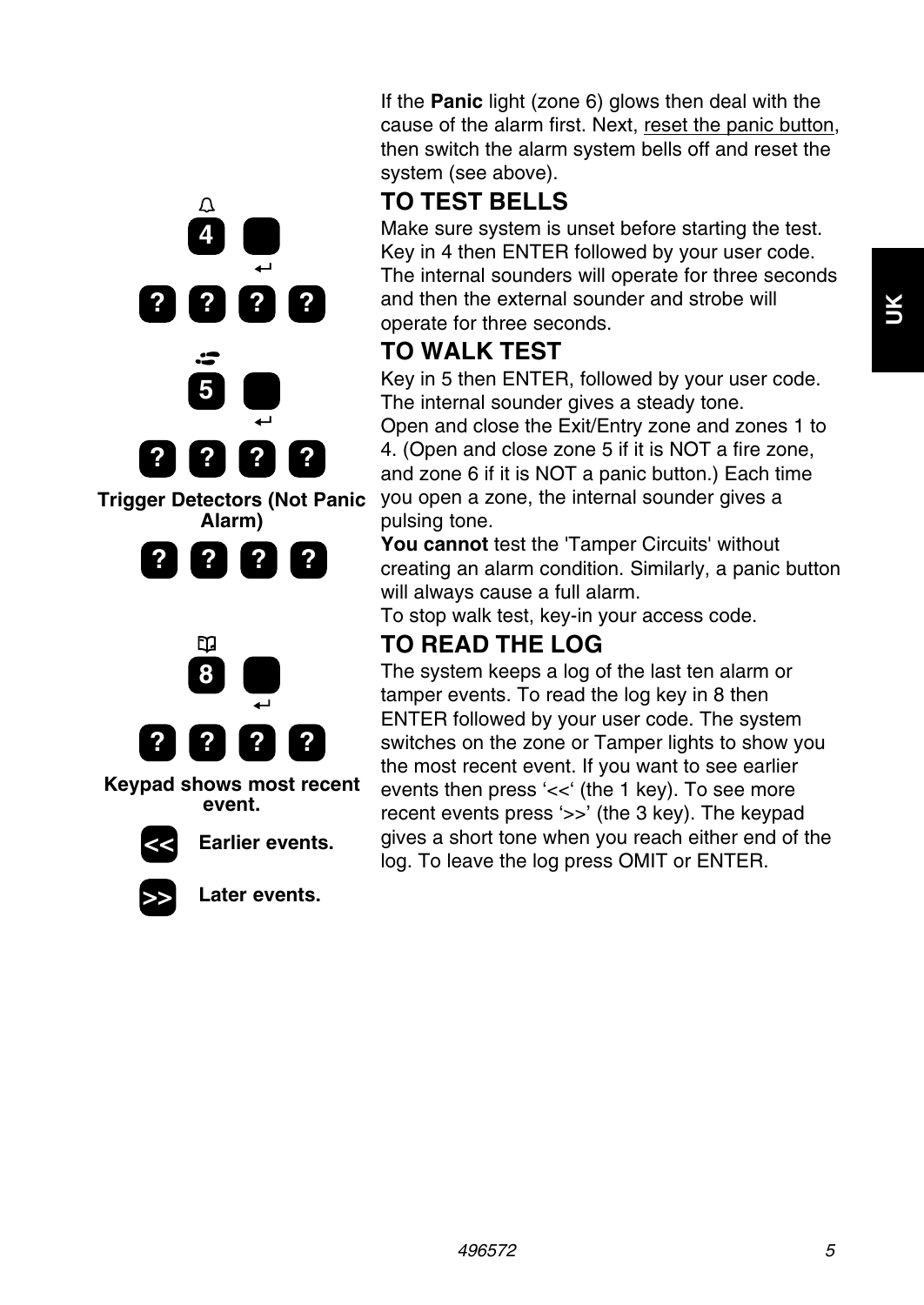If the **Panic** light (zone 6) glows then deal with the cause of the alarm first. Next, reset the panic button, then switch the alarm system bells off and reset the system (see above).

## TO TEST BELLS

4 ↵

? ? ? ?

Make sure system is unset before starting the test. Key in 4 then ENTER followed by your user code. The internal sounders will operate for three seconds and then the external sounder and strobe will operate for three seconds.

## TO WALK TEST

5 ↵

? ? ? ?

**Trigger Detectors (Not Panic Alarm)**

? ? ? ?

Key in 5 then ENTER, followed by your user code. The internal sounder gives a steady tone.
Open and close the Exit/Entry zone and zones 1 to 4. (Open and close zone 5 if it is NOT a fire zone, and zone 6 if it is NOT a panic button.) Each time you open a zone, the internal sounder gives a pulsing tone.
**You cannot** test the 'Tamper Circuits' without creating an alarm condition. Similarly, a panic button will always cause a full alarm.
To stop walk test, key-in your access code.

## TO READ THE LOG

8 ↵

? ? ? ?

**Keypad shows most recent event.**

<< **Earlier events.**

>> **Later events.**

The system keeps a log of the last ten alarm or tamper events. To read the log key in 8 then ENTER followed by your user code. The system switches on the zone or Tamper lights to show you the most recent event. If you want to see earlier events then press ‘<<‘ (the 1 key). To see more recent events press ‘>>’ (the 3 key). The keypad gives a short tone when you reach either end of the log. To leave the log press OMIT or ENTER.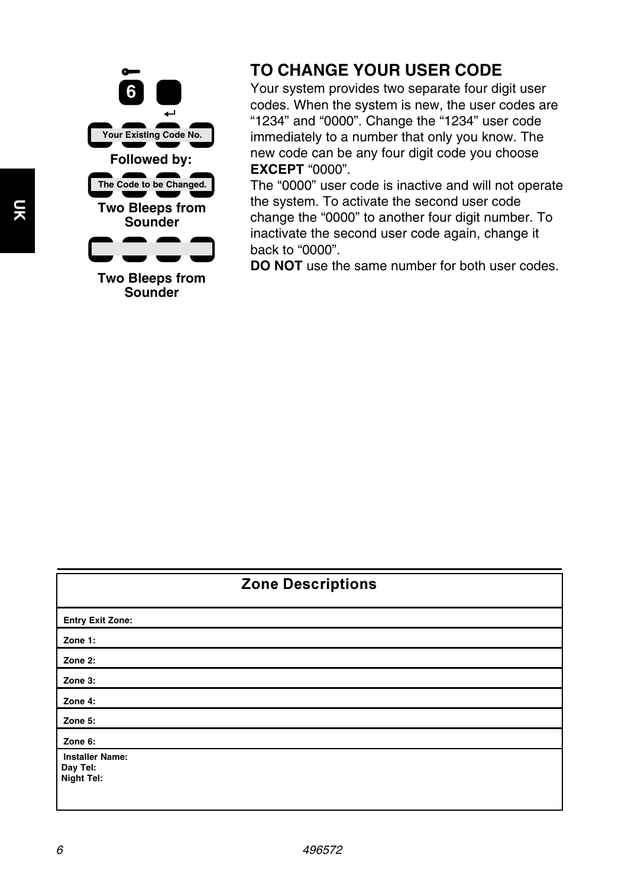6

↵

Your Existing Code No.

**Followed by:**

The Code to be Changed.

**Two Bleeps from Sounder**

**Two Bleeps from Sounder**

## TO CHANGE YOUR USER CODE

Your system provides two separate four digit user codes. When the system is new, the user codes are “1234” and “0000”. Change the “1234” user code immediately to a number that only you know. The new code can be any four digit code you choose **EXCEPT** “0000”.

The “0000” user code is inactive and will not operate the system. To activate the second user code change the “0000” to another four digit number. To inactivate the second user code again, change it back to “0000”.

**DO NOT** use the same number for both user codes.

| Zone Descriptions |
|---|
| Entry Exit Zone: |
| Zone 1: |
| Zone 2: |
| Zone 3: |
| Zone 4: |
| Zone 5: |
| Zone 6: |
| Installer Name:<br>Day Tel:<br>Night Tel: |

496572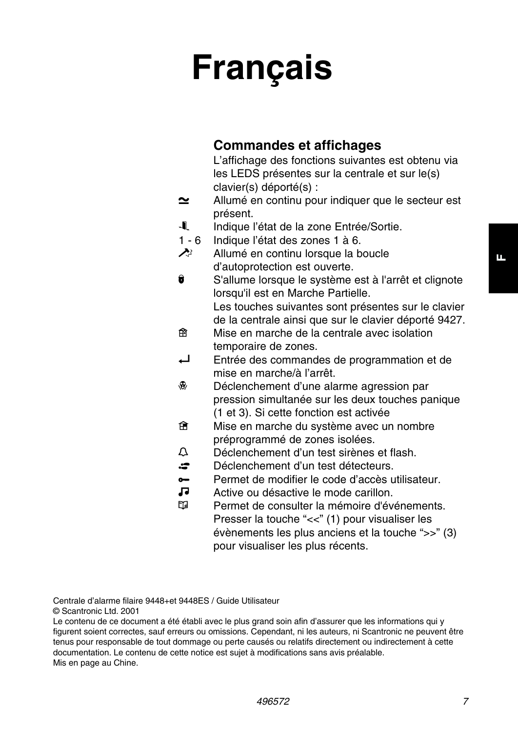# Français

## Commandes et affichages

L'affichage des fonctions suivantes est obtenu via les LEDS présentes sur la centrale et sur le(s) clavier(s) déporté(s) :

| | |
|---|---|
| ≃ | Allumé en continu pour indiquer que le secteur est présent. |
| (porte) | Indique l'état de la zone Entrée/Sortie. |
| 1 - 6 | Indique l'état des zones 1 à 6. |
| (outil) | Allumé en continu lorsque la boucle d'autoprotection est ouverte. |
| (cadenas) | S'allume lorsque le système est à l'arrêt et clignote lorsqu'il est en Marche Partielle. |

Les touches suivantes sont présentes sur le clavier de la centrale ainsi que sur le clavier déporté 9427.

| | |
|---|---|
| (maison) | Mise en marche de la centrale avec isolation temporaire de zones. |
| ↵ | Entrée des commandes de programmation et de mise en marche/à l'arrêt. |
| (agression) | Déclenchement d'une alarme agression par pression simultanée sur les deux touches panique (1 et 3). Si cette fonction est activée |
| (maison) | Mise en marche du système avec un nombre préprogrammé de zones isolées. |
| (cloche) | Déclenchement d'un test sirènes et flash. |
| (pas) | Déclenchement d'un test détecteurs. |
| (clé) | Permet de modifier le code d'accès utilisateur. |
| ♫ | Active ou désactive le mode carillon. |
| (livre) | Permet de consulter la mémoire d'événements. Presser la touche "<<" (1) pour visualiser les évènements les plus anciens et la touche ">>" (3) pour visualiser les plus récents. |

Centrale d'alarme filaire 9448+et 9448ES / Guide Utilisateur
© Scantronic Ltd. 2001
Le contenu de ce document a été établi avec le plus grand soin afin d'assurer que les informations qui y figurent soient correctes, sauf erreurs ou omissions. Cependant, ni les auteurs, ni Scantronic ne peuvent être tenus pour responsable de tout dommage ou perte causés ou relatifs directement ou indirectement à cette documentation. Le contenu de cette notice est sujet à modifications sans avis préalable.
Mis en page au Chine.

496572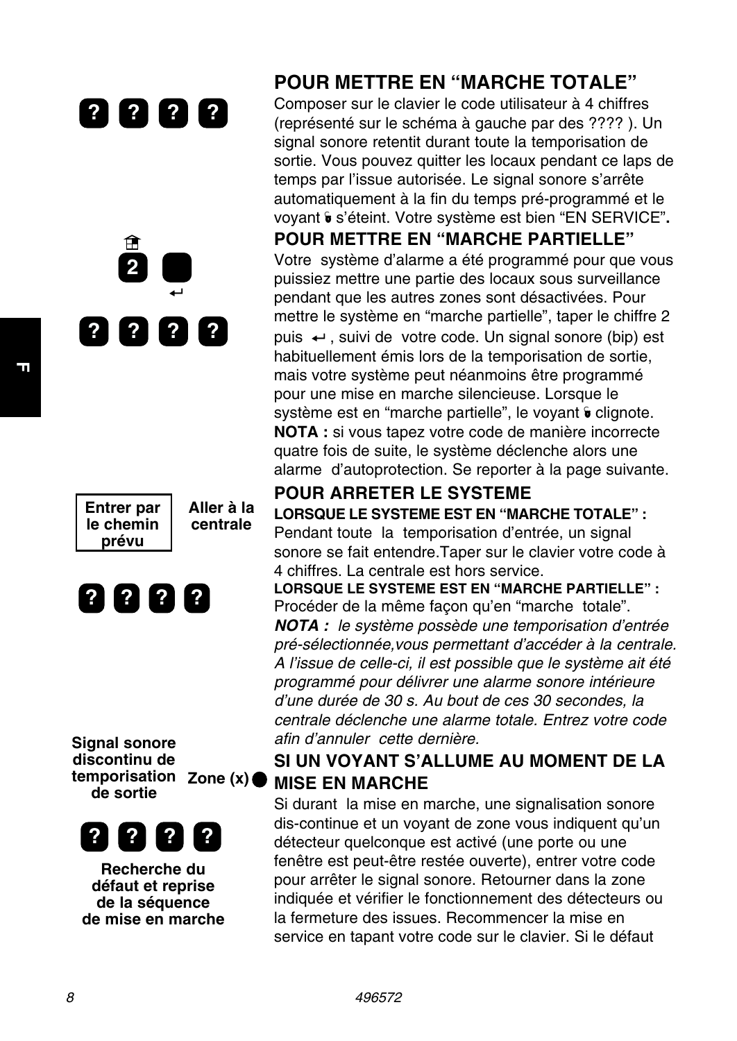? ? ? ?

## POUR METTRE EN "MARCHE TOTALE"

Composer sur le clavier le code utilisateur à 4 chiffres (représenté sur le schéma à gauche par des ???? ). Un signal sonore retentit durant toute la temporisation de sortie. Vous pouvez quitter les locaux pendant ce laps de temps par l'issue autorisée. Le signal sonore s'arrête automatiquement à la fin du temps pré-programmé et le voyant s'éteint. Votre système est bien "EN SERVICE"**.**

2 ↵

? ? ? ?

## POUR METTRE EN "MARCHE PARTIELLE"

Votre système d'alarme a été programmé pour que vous puissiez mettre une partie des locaux sous surveillance pendant que les autres zones sont désactivées. Pour mettre le système en "marche partielle", taper le chiffre 2 puis ↵ , suivi de votre code. Un signal sonore (bip) est habituellement émis lors de la temporisation de sortie, mais votre système peut néanmoins être programmé pour une mise en marche silencieuse. Lorsque le système est en "marche partielle", le voyant clignote.
**NOTA :** si vous tapez votre code de manière incorrecte quatre fois de suite, le système déclenche alors une alarme d'autoprotection. Se reporter à la page suivante.

**Entrer par le chemin prévu** — **Aller à la centrale**

? ? ? ?

## POUR ARRETER LE SYSTEME

**LORSQUE LE SYSTEME EST EN "MARCHE TOTALE" :**
Pendant toute la temporisation d'entrée, un signal sonore se fait entendre.Taper sur le clavier votre code à 4 chiffres. La centrale est hors service.

**LORSQUE LE SYSTEME EST EN "MARCHE PARTIELLE" :**
Procéder de la même façon qu'en "marche totale".
***NOTA :*** *le système possède une temporisation d'entrée pré-sélectionnée,vous permettant d'accéder à la centrale. A l'issue de celle-ci, il est possible que le système ait été programmé pour délivrer une alarme sonore intérieure d'une durée de 30 s. Au bout de ces 30 secondes, la centrale déclenche une alarme totale. Entrez votre code afin d'annuler cette dernière.*

**Signal sonore discontinu de temporisation de sortie** — **Zone (x)**

? ? ? ?

**Recherche du défaut et reprise de la séquence de mise en marche**

## SI UN VOYANT S'ALLUME AU MOMENT DE LA MISE EN MARCHE

Si durant la mise en marche, une signalisation sonore dis-continue et un voyant de zone vous indiquent qu'un détecteur quelconque est activé (une porte ou une fenêtre est peut-être restée ouverte), entrer votre code pour arrêter le signal sonore. Retourner dans la zone indiquée et vérifier le fonctionnement des détecteurs ou la fermeture des issues. Recommencer la mise en service en tapant votre code sur le clavier. Si le défaut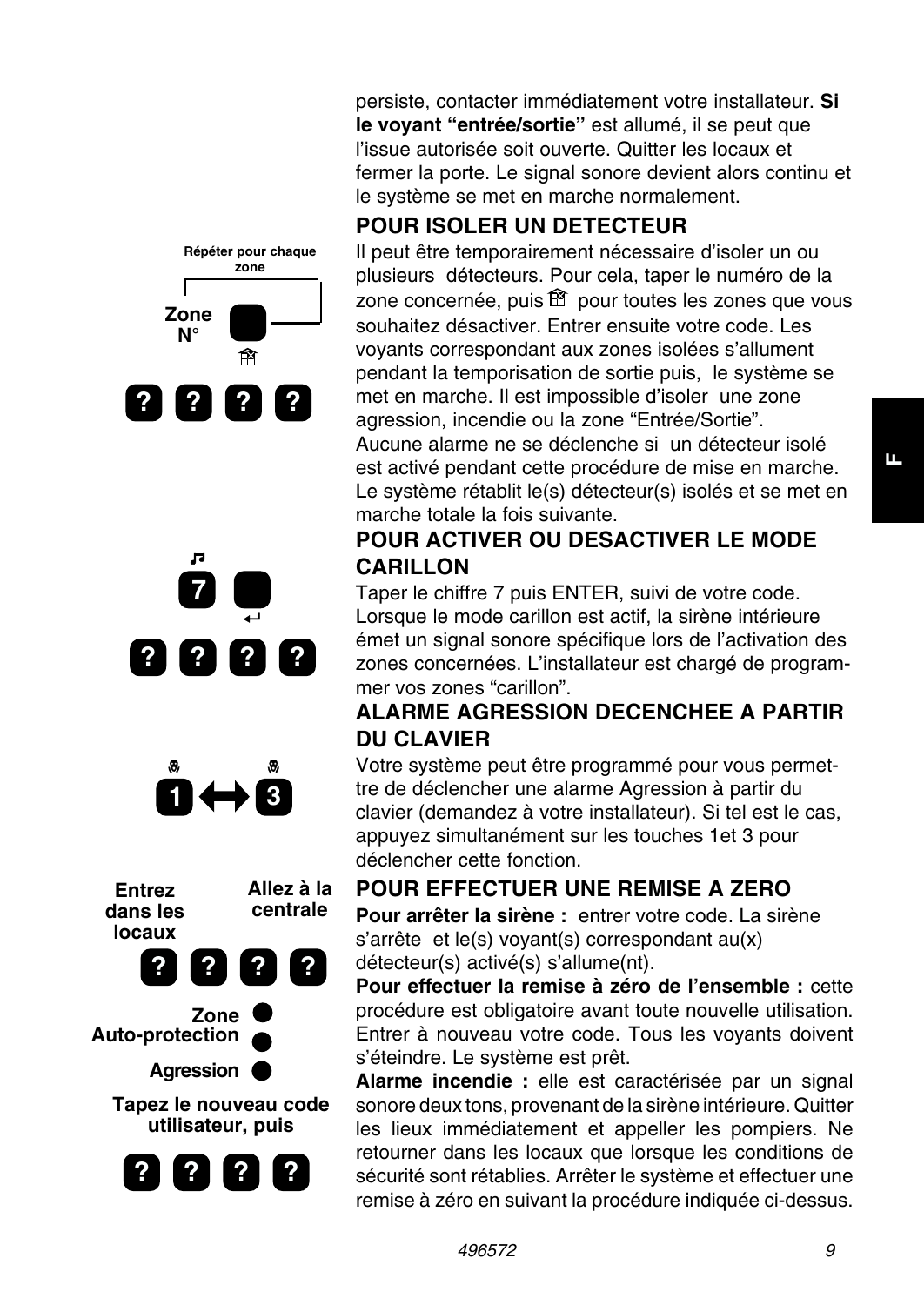persiste, contacter immédiatement votre installateur. **Si le voyant "entrée/sortie"** est allumé, il se peut que l'issue autorisée soit ouverte. Quitter les locaux et fermer la porte. Le signal sonore devient alors continu et le système se met en marche normalement.

Répéter pour chaque zone

Zone N°

? ? ? ?

## POUR ISOLER UN DETECTEUR

Il peut être temporairement nécessaire d'isoler un ou plusieurs détecteurs. Pour cela, taper le numéro de la zone concernée, puis pour toutes les zones que vous souhaitez désactiver. Entrer ensuite votre code. Les voyants correspondant aux zones isolées s'allument pendant la temporisation de sortie puis, le système se met en marche. Il est impossible d'isoler une zone agression, incendie ou la zone "Entrée/Sortie". Aucune alarme ne se déclenche si un détecteur isolé est activé pendant cette procédure de mise en marche. Le système rétablit le(s) détecteur(s) isolés et se met en marche totale la fois suivante.

7

? ? ? ?

## POUR ACTIVER OU DESACTIVER LE MODE CARILLON

Taper le chiffre 7 puis ENTER, suivi de votre code. Lorsque le mode carillon est actif, la sirène intérieure émet un signal sonore spécifique lors de l'activation des zones concernées. L'installateur est chargé de programmer vos zones "carillon".

1 ⟷ 3

## ALARME AGRESSION DECENCHEE A PARTIR DU CLAVIER

Votre système peut être programmé pour vous permettre de déclencher une alarme Agression à partir du clavier (demandez à votre installateur). Si tel est le cas, appuyez simultanément sur les touches 1et 3 pour déclencher cette fonction.

Entrez dans les locaux

Allez à la centrale

? ? ? ?

Zone
Auto-protection
Agression

Tapez le nouveau code utilisateur, puis

? ? ? ?

## POUR EFFECTUER UNE REMISE A ZERO

**Pour arrêter la sirène :** entrer votre code. La sirène s'arrête et le(s) voyant(s) correspondant au(x) détecteur(s) activé(s) s'allume(nt).

**Pour effectuer la remise à zéro de l'ensemble :** cette procédure est obligatoire avant toute nouvelle utilisation. Entrer à nouveau votre code. Tous les voyants doivent s'éteindre. Le système est prêt.

**Alarme incendie :** elle est caractérisée par un signal sonore deux tons, provenant de la sirène intérieure. Quitter les lieux immédiatement et appeller les pompiers. Ne retourner dans les locaux que lorsque les conditions de sécurité sont rétablies. Arrêter le système et effectuer une remise à zéro en suivant la procédure indiquée ci-dessus.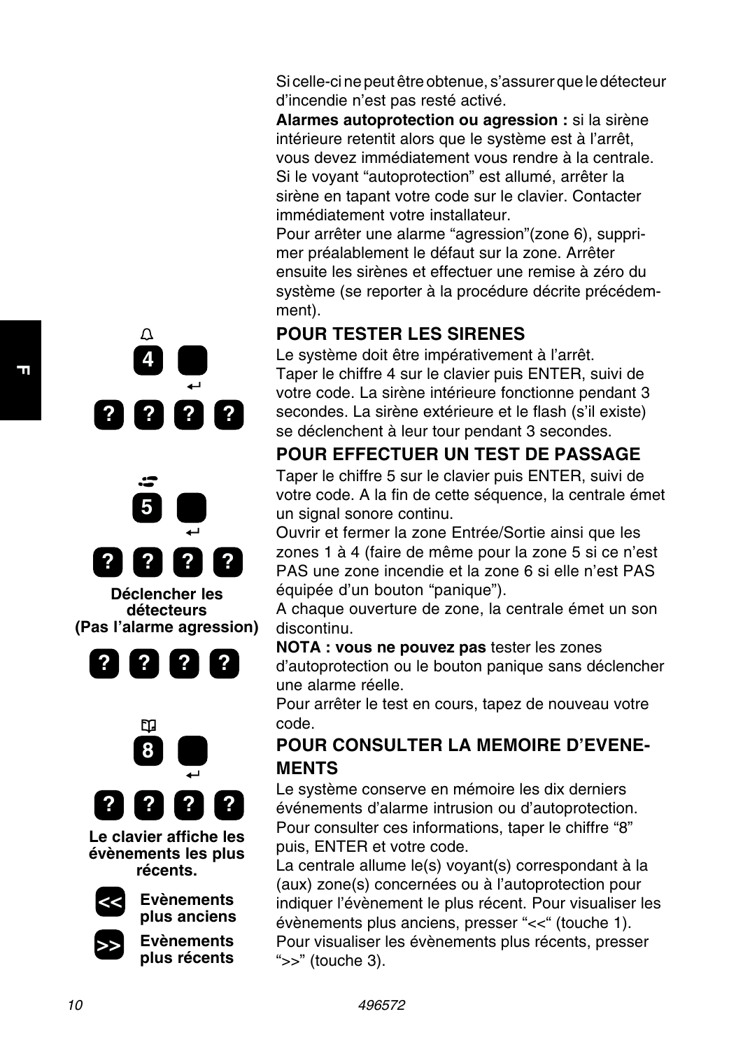Si celle-ci ne peut être obtenue, s'assurer que le détecteur d'incendie n'est pas resté activé.

**Alarmes autoprotection ou agression :** si la sirène intérieure retentit alors que le système est à l'arrêt, vous devez immédiatement vous rendre à la centrale. Si le voyant "autoprotection" est allumé, arrêter la sirène en tapant votre code sur le clavier. Contacter immédiatement votre installateur.

Pour arrêter une alarme "agression"(zone 6), supprimer préalablement le défaut sur la zone. Arrêter ensuite les sirènes et effectuer une remise à zéro du système (se reporter à la procédure décrite précédemment).

## POUR TESTER LES SIRENES

4 ↵
? ? ? ?

Le système doit être impérativement à l'arrêt.
Taper le chiffre 4 sur le clavier puis ENTER, suivi de votre code. La sirène intérieure fonctionne pendant 3 secondes. La sirène extérieure et le flash (s'il existe) se déclenchent à leur tour pendant 3 secondes.

## POUR EFFECTUER UN TEST DE PASSAGE

5 ↵
? ? ? ?

**Déclencher les détecteurs (Pas l'alarme agression)**

? ? ? ?

Taper le chiffre 5 sur le clavier puis ENTER, suivi de votre code. A la fin de cette séquence, la centrale émet un signal sonore continu.

Ouvrir et fermer la zone Entrée/Sortie ainsi que les zones 1 à 4 (faire de même pour la zone 5 si ce n'est PAS une zone incendie et la zone 6 si elle n'est PAS équipée d'un bouton "panique").

A chaque ouverture de zone, la centrale émet un son discontinu.

**NOTA : vous ne pouvez pas** tester les zones d'autoprotection ou le bouton panique sans déclencher une alarme réelle.

Pour arrêter le test en cours, tapez de nouveau votre code.

## POUR CONSULTER LA MEMOIRE D'EVENEMENTS

8 ↵
? ? ? ?

**Le clavier affiche les évènements les plus récents.**

<< **Evènements plus anciens**

>> **Evènements plus récents**

Le système conserve en mémoire les dix derniers événements d'alarme intrusion ou d'autoprotection. Pour consulter ces informations, taper le chiffre "8" puis, ENTER et votre code.

La centrale allume le(s) voyant(s) correspondant à la (aux) zone(s) concernées ou à l'autoprotection pour indiquer l'évènement le plus récent. Pour visualiser les évènements plus anciens, presser "<<" (touche 1). Pour visualiser les évènements plus récents, presser ">>" (touche 3).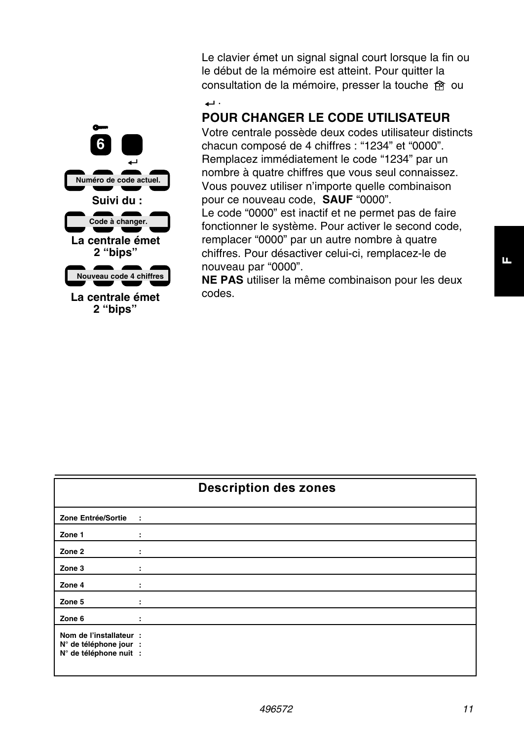Le clavier émet un signal signal court lorsque la fin ou le début de la mémoire est atteint. Pour quitter la consultation de la mémoire, presser la touche 🏠 ou ↵.

## POUR CHANGER LE CODE UTILISATEUR

6 ↵

Numéro de code actuel.

**Suivi du :**

Code à changer.

**La centrale émet 2 “bips”**

Nouveau code 4 chiffres

**La centrale émet 2 “bips”**

Votre centrale possède deux codes utilisateur distincts chacun composé de 4 chiffres : “1234” et “0000”. Remplacez immédiatement le code “1234” par un nombre à quatre chiffres que vous seul connaissez. Vous pouvez utiliser n’importe quelle combinaison pour ce nouveau code, **SAUF** “0000”.
Le code “0000” est inactif et ne permet pas de faire fonctionner le système. Pour activer le second code, remplacer “0000” par un autre nombre à quatre chiffres. Pour désactiver celui-ci, remplacez-le de nouveau par “0000”.
**NE PAS** utiliser la même combinaison pour les deux codes.

| Description des zones | |
|---|---|
| **Zone Entrée/Sortie** | : |
| **Zone 1** | : |
| **Zone 2** | : |
| **Zone 3** | : |
| **Zone 4** | : |
| **Zone 5** | : |
| **Zone 6** | : |
| **Nom de l’installateur**<br>**N° de téléphone jour**<br>**N° de téléphone nuit** | :<br>:<br>: |

496572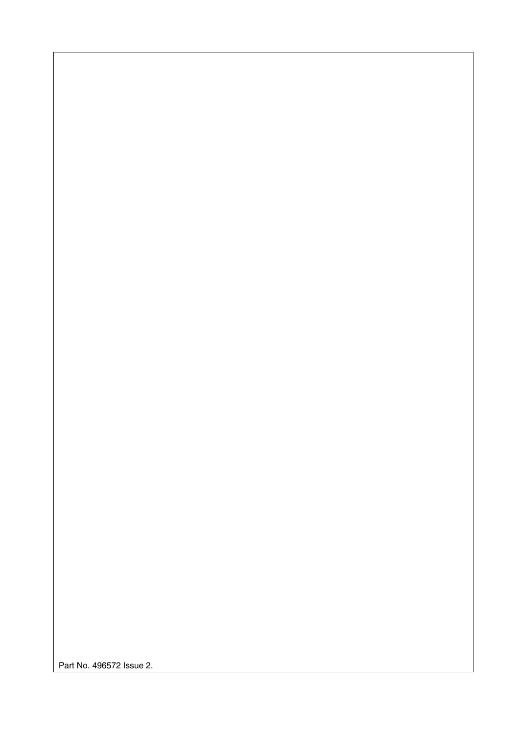Part No. 496572 Issue 2.